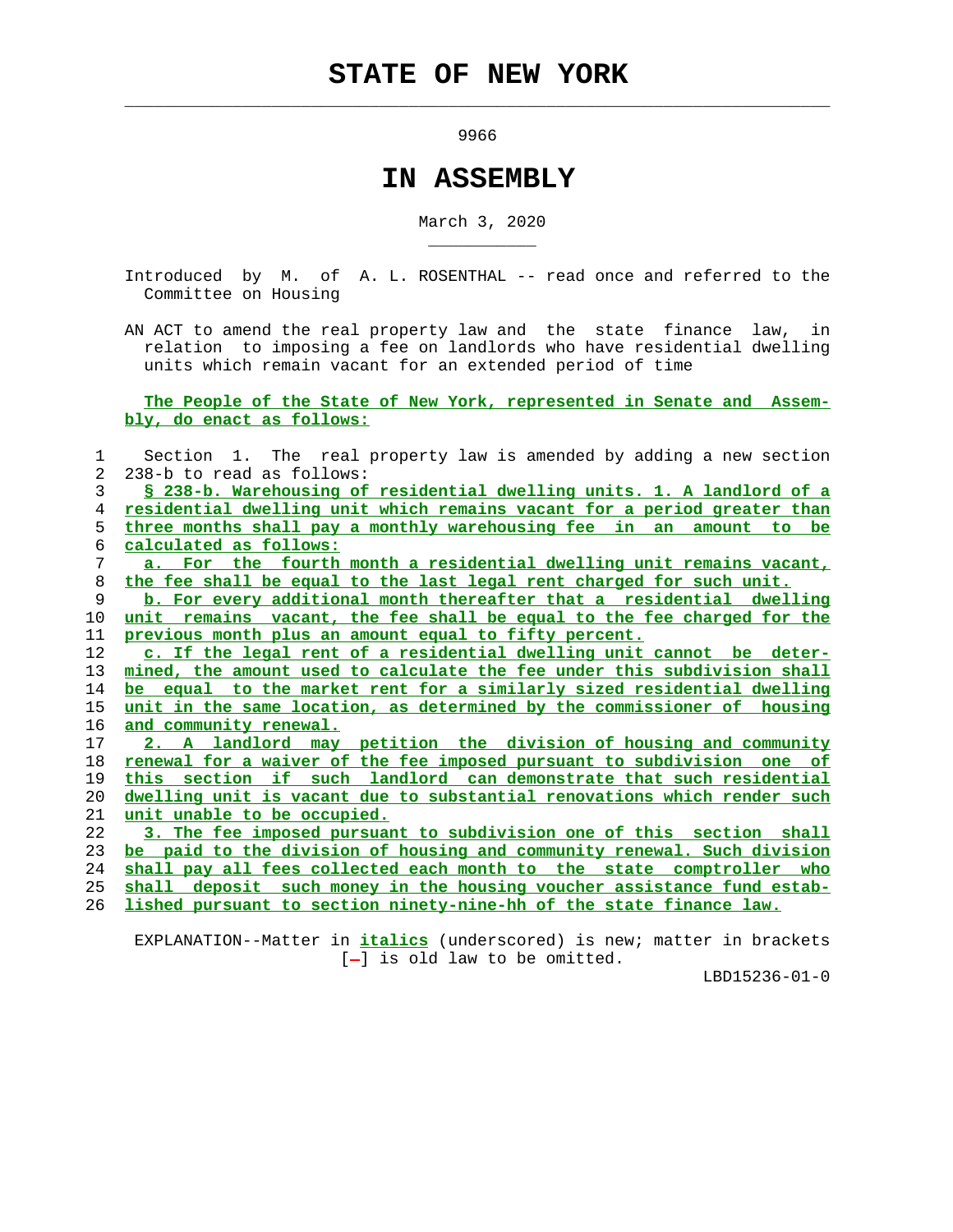# STATE OF NEW YORK

9966

## IN ASSEMBLY

March 3, 2020

Introduced by M. of A. L. ROSENTHAL -- read once and referred to the Committee on Housing

AN ACT to amend the real property law and the state finance law, in relation to imposing a fee on landlords who have residential dwelling units which remain vacant for an extended period of time

**The People of the State of New York, represented in Senate and Assembly, do enact as follows:**

Section 1. The real property law is amended by adding a new section 238-b to read as follows:

*§ 238-b. Warehousing of residential dwelling units. 1. A landlord of a residential dwelling unit which remains vacant for a period greater than three months shall pay a monthly warehousing fee in an amount to be calculated as follows:*

*a. For the fourth month a residential dwelling unit remains vacant, the fee shall be equal to the last legal rent charged for such unit.*

*b. For every additional month thereafter that a residential dwelling unit remains vacant, the fee shall be equal to the fee charged for the previous month plus an amount equal to fifty percent.*

*c. If the legal rent of a residential dwelling unit cannot be determined, the amount used to calculate the fee under this subdivision shall be equal to the market rent for a similarly sized residential dwelling unit in the same location, as determined by the commissioner of housing and community renewal.*

*2. A landlord may petition the division of housing and community renewal for a waiver of the fee imposed pursuant to subdivision one of this section if such landlord can demonstrate that such residential dwelling unit is vacant due to substantial renovations which render such unit unable to be occupied.*

*3. The fee imposed pursuant to subdivision one of this section shall be paid to the division of housing and community renewal. Such division shall pay all fees collected each month to the state comptroller who shall deposit such money in the housing voucher assistance fund established pursuant to section ninety-nine-hh of the state finance law.*

EXPLANATION--Matter in *italics* (underscored) is new; matter in brackets [-] is old law to be omitted.

LBD15236-01-0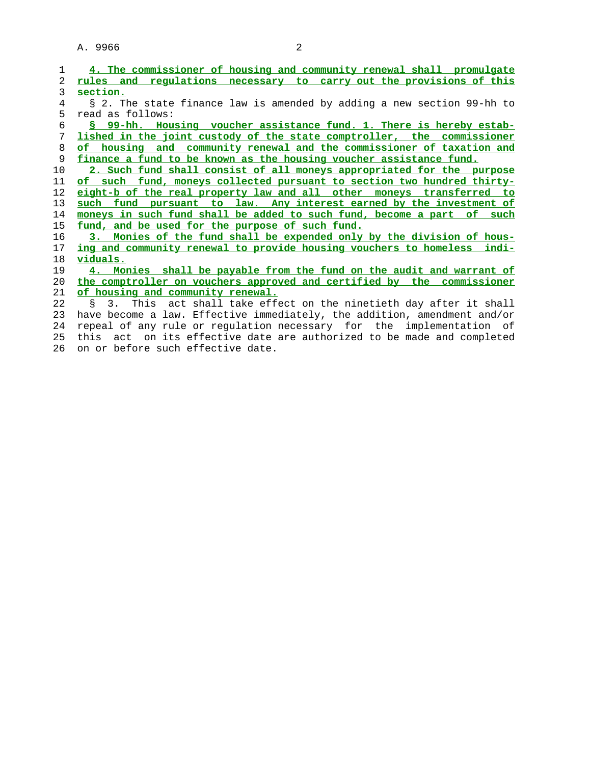4. The commissioner of housing and community renewal shall promulgate rules and regulations necessary to carry out the provisions of this section.

§ 2. The state finance law is amended by adding a new section 99-hh to read as follows:

§ 99-hh. Housing voucher assistance fund. 1. There is hereby established in the joint custody of the state comptroller, the commissioner of housing and community renewal and the commissioner of taxation and finance a fund to be known as the housing voucher assistance fund.

2. Such fund shall consist of all moneys appropriated for the purpose of such fund, moneys collected pursuant to section two hundred thirty-eight-b of the real property law and all other moneys transferred to such fund pursuant to law. Any interest earned by the investment of moneys in such fund shall be added to such fund, become a part of such fund, and be used for the purpose of such fund.

3. Monies of the fund shall be expended only by the division of housing and community renewal to provide housing vouchers to homeless individuals.

4. Monies shall be payable from the fund on the audit and warrant of the comptroller on vouchers approved and certified by the commissioner of housing and community renewal.

§ 3. This act shall take effect on the ninetieth day after it shall have become a law. Effective immediately, the addition, amendment and/or repeal of any rule or regulation necessary for the implementation of this act on its effective date are authorized to be made and completed on or before such effective date.